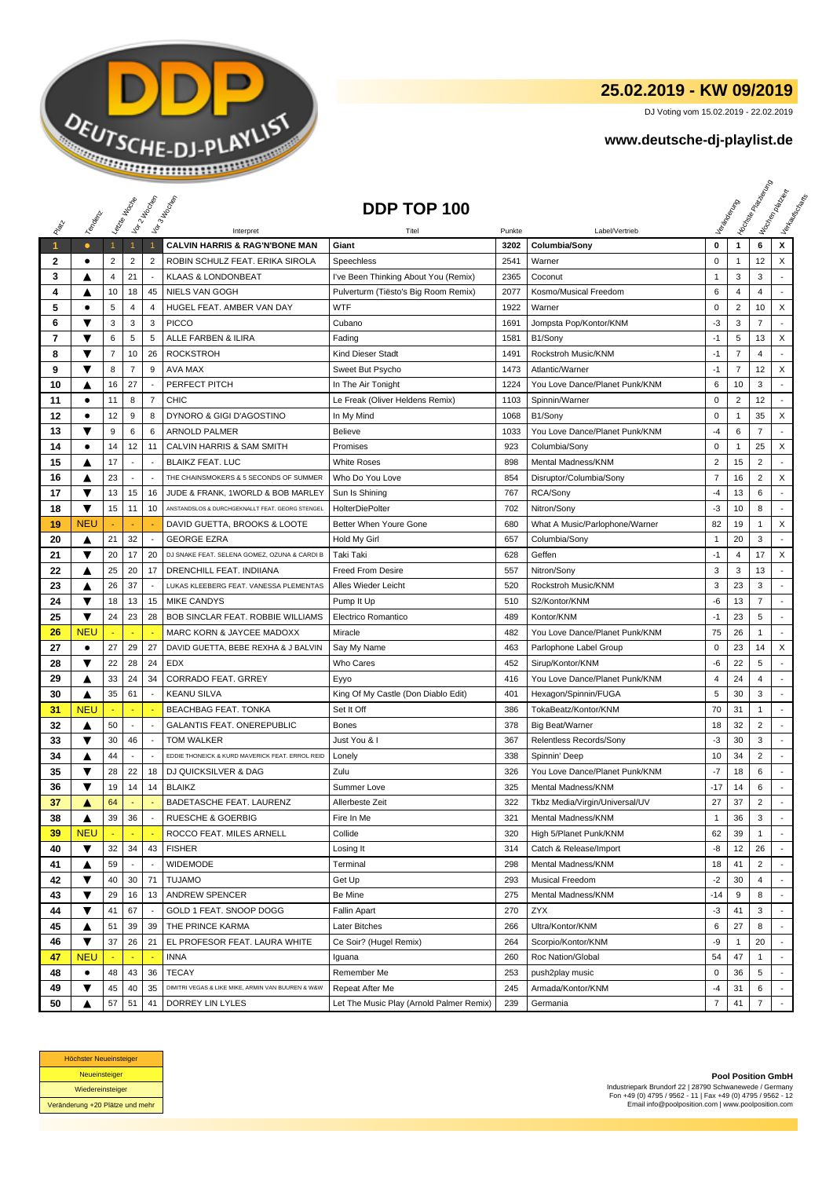DEUTSCHE-DJ-PLAYLIST

## 25.02.2019 - KW 09/2019

DJ Voting vom 15.02.2019 - 22.02.2019

### www.deutsche-dj-playlist.de

# DDP TOP 100

| Platz | Tendenz | Letzte Woche | Vor 2 Wochen | Vor 3 Wochen | Interpret | Titel | Punkte | Label/Vertrieb | Veränderung | Höchste Platzierung | Wochen platziert | Verkaufscharts |
|---|---|---|---|---|---|---|---|---|---|---|---|---|
| 1 | ● | 1 | 1 | 1 | **CALVIN HARRIS & RAG'N'BONE MAN** | **Giant** | **3202** | **Columbia/Sony** | **0** | **1** | **6** | **X** |
| 2 | ● | 2 | 2 | 2 | ROBIN SCHULZ FEAT. ERIKA SIROLA | Speechless | 2541 | Warner | 0 | 1 | 12 | X |
| 3 | ▲ | 4 | 21 | - | KLAAS & LONDONBEAT | I've Been Thinking About You (Remix) | 2365 | Coconut | 1 | 3 | 3 | - |
| 4 | ▲ | 10 | 18 | 45 | NIELS VAN GOGH | Pulverturm (Tiësto's Big Room Remix) | 2077 | Kosmo/Musical Freedom | 6 | 4 | 4 | - |
| 5 | ● | 5 | 4 | 4 | HUGEL FEAT. AMBER VAN DAY | WTF | 1922 | Warner | 0 | 2 | 10 | X |
| 6 | ▼ | 3 | 3 | 3 | PICCO | Cubano | 1691 | Jompsta Pop/Kontor/KNM | -3 | 3 | 7 | - |
| 7 | ▼ | 6 | 5 | 5 | ALLE FARBEN & ILIRA | Fading | 1581 | B1/Sony | -1 | 5 | 13 | X |
| 8 | ▼ | 7 | 10 | 26 | ROCKSTROH | Kind Dieser Stadt | 1491 | Rockstroh Music/KNM | -1 | 7 | 4 | - |
| 9 | ▼ | 8 | 7 | 9 | AVA MAX | Sweet But Psycho | 1473 | Atlantic/Warner | -1 | 7 | 12 | X |
| 10 | ▲ | 16 | 27 | - | PERFECT PITCH | In The Air Tonight | 1224 | You Love Dance/Planet Punk/KNM | 6 | 10 | 3 | - |
| 11 | ● | 11 | 8 | 7 | CHIC | Le Freak (Oliver Heldens Remix) | 1103 | Spinnin/Warner | 0 | 2 | 12 | - |
| 12 | ● | 12 | 9 | 8 | DYNORO & GIGI D'AGOSTINO | In My Mind | 1068 | B1/Sony | 0 | 1 | 35 | X |
| 13 | ▼ | 9 | 6 | 6 | ARNOLD PALMER | Believe | 1033 | You Love Dance/Planet Punk/KNM | -4 | 6 | 7 | - |
| 14 | ● | 14 | 12 | 11 | CALVIN HARRIS & SAM SMITH | Promises | 923 | Columbia/Sony | 0 | 1 | 25 | X |
| 15 | ▲ | 17 | - | - | BLAIKZ FEAT. LUC | White Roses | 898 | Mental Madness/KNM | 2 | 15 | 2 | - |
| 16 | ▲ | 23 | - | - | THE CHAINSMOKERS & 5 SECONDS OF SUMMER | Who Do You Love | 854 | Disruptor/Columbia/Sony | 7 | 16 | 2 | X |
| 17 | ▼ | 13 | 15 | 16 | JUDE & FRANK, 1WORLD & BOB MARLEY | Sun Is Shining | 767 | RCA/Sony | -4 | 13 | 6 | - |
| 18 | ▼ | 15 | 11 | 10 | ANSTANDSLOS & DURCHGEKNALLT FEAT. GEORG STENGEL | HolterDiePolter | 702 | Nitron/Sony | -3 | 10 | 8 | - |
| 19 | NEU | - | - | - | DAVID GUETTA, BROOKS & LOOTE | Better When Youre Gone | 680 | What A Music/Parlophone/Warner | 82 | 19 | 1 | X |
| 20 | ▲ | 21 | 32 | - | GEORGE EZRA | Hold My Girl | 657 | Columbia/Sony | 1 | 20 | 3 | - |
| 21 | ▼ | 20 | 17 | 20 | DJ SNAKE FEAT. SELENA GOMEZ, OZUNA & CARDI B | Taki Taki | 628 | Geffen | -1 | 4 | 17 | X |
| 22 | ▲ | 25 | 20 | 17 | DRENCHILL FEAT. INDIIANA | Freed From Desire | 557 | Nitron/Sony | 3 | 3 | 13 | - |
| 23 | ▲ | 26 | 37 | - | LUKAS KLEEBERG FEAT. VANESSA PLEMENTAS | Alles Wieder Leicht | 520 | Rockstroh Music/KNM | 3 | 23 | 3 | - |
| 24 | ▼ | 18 | 13 | 15 | MIKE CANDYS | Pump It Up | 510 | S2/Kontor/KNM | -6 | 13 | 7 | - |
| 25 | ▼ | 24 | 23 | 28 | BOB SINCLAR FEAT. ROBBIE WILLIAMS | Electrico Romantico | 489 | Kontor/KNM | -1 | 23 | 5 | - |
| 26 | NEU | - | - | - | MARC KORN & JAYCEE MADOXX | Miracle | 482 | You Love Dance/Planet Punk/KNM | 75 | 26 | 1 | - |
| 27 | ● | 27 | 29 | 27 | DAVID GUETTA, BEBE REXHA & J BALVIN | Say My Name | 463 | Parlophone Label Group | 0 | 23 | 14 | X |
| 28 | ▼ | 22 | 28 | 24 | EDX | Who Cares | 452 | Sirup/Kontor/KNM | -6 | 22 | 5 | - |
| 29 | ▲ | 33 | 24 | 34 | CORRADO FEAT. GRREY | Eyyo | 416 | You Love Dance/Planet Punk/KNM | 4 | 24 | 4 | - |
| 30 | ▲ | 35 | 61 | - | KEANU SILVA | King Of My Castle (Don Diablo Edit) | 401 | Hexagon/Spinnin/FUGA | 5 | 30 | 3 | - |
| 31 | NEU | - | - | - | BEACHBAG FEAT. TONKA | Set It Off | 386 | TokaBeatz/Kontor/KNM | 70 | 31 | 1 | - |
| 32 | ▲ | 50 | - | - | GALANTIS FEAT. ONEREPUBLIC | Bones | 378 | Big Beat/Warner | 18 | 32 | 2 | - |
| 33 | ▼ | 30 | 46 | - | TOM WALKER | Just You & I | 367 | Relentless Records/Sony | -3 | 30 | 3 | - |
| 34 | ▲ | 44 | - | - | EDDIE THONEICK & KURD MAVERICK FEAT. ERROL REID | Lonely | 338 | Spinnin' Deep | 10 | 34 | 2 | - |
| 35 | ▼ | 28 | 22 | 18 | DJ QUICKSILVER & DAG | Zulu | 326 | You Love Dance/Planet Punk/KNM | -7 | 18 | 6 | - |
| 36 | ▼ | 19 | 14 | 14 | BLAIKZ | Summer Love | 325 | Mental Madness/KNM | -17 | 14 | 6 | - |
| 37 | ▲ | 64 | - | - | BADETASCHE FEAT. LAURENZ | Allerbeste Zeit | 322 | Tkbz Media/Virgin/Universal/UV | 27 | 37 | 2 | - |
| 38 | ▲ | 39 | 36 | - | RUESCHE & GOERBIG | Fire In Me | 321 | Mental Madness/KNM | 1 | 36 | 3 | - |
| 39 | NEU | - | - | - | ROCCO FEAT. MILES ARNELL | Collide | 320 | High 5/Planet Punk/KNM | 62 | 39 | 1 | - |
| 40 | ▼ | 32 | 34 | 43 | FISHER | Losing It | 314 | Catch & Release/Import | -8 | 12 | 26 | - |
| 41 | ▲ | 59 | - | - | WIDEMODE | Terminal | 298 | Mental Madness/KNM | 18 | 41 | 2 | - |
| 42 | ▼ | 40 | 30 | 71 | TUJAMO | Get Up | 293 | Musical Freedom | -2 | 30 | 4 | - |
| 43 | ▼ | 29 | 16 | 13 | ANDREW SPENCER | Be Mine | 275 | Mental Madness/KNM | -14 | 9 | 8 | - |
| 44 | ▼ | 41 | 67 | - | GOLD 1 FEAT. SNOOP DOGG | Fallin Apart | 270 | ZYX | -3 | 41 | 3 | - |
| 45 | ▲ | 51 | 39 | 39 | THE PRINCE KARMA | Later Bitches | 266 | Ultra/Kontor/KNM | 6 | 27 | 8 | - |
| 46 | ▼ | 37 | 26 | 21 | EL PROFESOR FEAT. LAURA WHITE | Ce Soir? (Hugel Remix) | 264 | Scorpio/Kontor/KNM | -9 | 1 | 20 | - |
| 47 | NEU | - | - | - | INNA | Iguana | 260 | Roc Nation/Global | 54 | 47 | 1 | - |
| 48 | ● | 48 | 43 | 36 | TECAY | Remember Me | 253 | push2play music | 0 | 36 | 5 | - |
| 49 | ▼ | 45 | 40 | 35 | DIMITRI VEGAS & LIKE MIKE, ARMIN VAN BUUREN & W&W | Repeat After Me | 245 | Armada/Kontor/KNM | -4 | 31 | 6 | - |
| 50 | ▲ | 57 | 51 | 41 | DORREY LIN LYLES | Let The Music Play (Arnold Palmer Remix) | 239 | Germania | 7 | 41 | 7 | - |

| |
|---|
| Höchster Neueinsteiger |
| Neueinsteiger |
| Wiedereinsteiger |
| Veränderung +20 Plätze und mehr |

**Pool Position GmbH**
Industriepark Brundorf 22 | 28790 Schwanewede / Germany
Fon +49 (0) 4795 / 9562 - 11 | Fax +49 (0) 4795 / 9562 - 12
Email info@poolposition.com | www.poolposition.com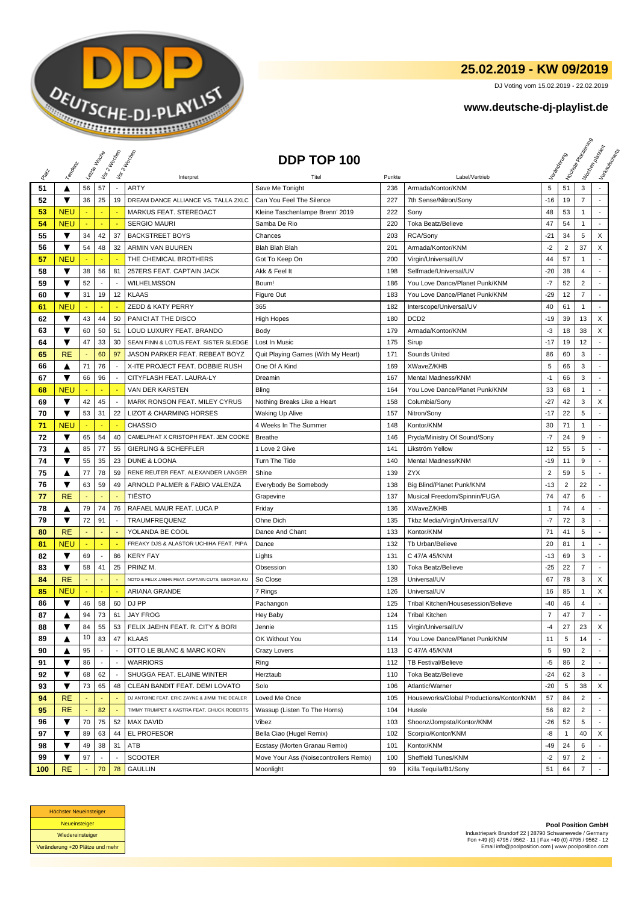## 25.02.2019 - KW 09/2019

DJ Voting vom 15.02.2019 - 22.02.2019

**www.deutsche-dj-playlist.de**

# DDP TOP 100

| Platz | Tendenz | Letzte Woche | Vor 2 Wochen | Vor 3 Wochen | Interpret | Titel | Punkte | Label/Vertrieb | Veränderung | Höchste Platzierung | Wochen platziert | Verkaufscharts |
|---|---|---|---|---|---|---|---|---|---|---|---|---|
| 51 | ▲ | 56 | 57 | - | ARTY | Save Me Tonight | 236 | Armada/Kontor/KNM | 5 | 51 | 3 | - |
| 52 | ▼ | 36 | 25 | 19 | DREAM DANCE ALLIANCE VS. TALLA 2XLC | Can You Feel The Silence | 227 | 7th Sense/Nitron/Sony | -16 | 19 | 7 | - |
| 53 | NEU | - | - | - | MARKUS FEAT. STEREOACT | Kleine Taschenlampe Brenn' 2019 | 222 | Sony | 48 | 53 | 1 | - |
| 54 | NEU | - | - | - | SERGIO MAURI | Samba De Rio | 220 | Toka Beatz/Believe | 47 | 54 | 1 | - |
| 55 | ▼ | 34 | 42 | 37 | BACKSTREET BOYS | Chances | 203 | RCA/Sony | -21 | 34 | 5 | X |
| 56 | ▼ | 54 | 48 | 32 | ARMIN VAN BUUREN | Blah Blah Blah | 201 | Armada/Kontor/KNM | -2 | 2 | 37 | X |
| 57 | NEU | - | - | - | THE CHEMICAL BROTHERS | Got To Keep On | 200 | Virgin/Universal/UV | 44 | 57 | 1 | - |
| 58 | ▼ | 38 | 56 | 81 | 257ERS FEAT. CAPTAIN JACK | Akk & Feel It | 198 | Selfmade/Universal/UV | -20 | 38 | 4 | - |
| 59 | ▼ | 52 | - | - | WILHELMSSON | Boum! | 186 | You Love Dance/Planet Punk/KNM | -7 | 52 | 2 | - |
| 60 | ▼ | 31 | 19 | 12 | KLAAS | Figure Out | 183 | You Love Dance/Planet Punk/KNM | -29 | 12 | 7 | - |
| 61 | NEU | - | - | - | ZEDD & KATY PERRY | 365 | 182 | Interscope/Universal/UV | 40 | 61 | 1 | - |
| 62 | ▼ | 43 | 44 | 50 | PANIC! AT THE DISCO | High Hopes | 180 | DCD2 | -19 | 39 | 13 | X |
| 63 | ▼ | 60 | 50 | 51 | LOUD LUXURY FEAT. BRANDO | Body | 179 | Armada/Kontor/KNM | -3 | 18 | 38 | X |
| 64 | ▼ | 47 | 33 | 30 | SEAN FINN & LOTUS FEAT. SISTER SLEDGE | Lost In Music | 175 | Sirup | -17 | 19 | 12 | - |
| 65 | RE | - | 60 | 97 | JASON PARKER FEAT. REBEAT BOYZ | Quit Playing Games (With My Heart) | 171 | Sounds United | 86 | 60 | 3 | - |
| 66 | ▲ | 71 | 76 | - | X-ITE PROJECT FEAT. DOBBIE RUSH | One Of A Kind | 169 | XWaveZ/KHB | 5 | 66 | 3 | - |
| 67 | ▼ | 66 | 96 | - | CITYFLASH FEAT. LAURA-LY | Dreamin | 167 | Mental Madness/KNM | -1 | 66 | 3 | - |
| 68 | NEU | - | - | - | VAN DER KARSTEN | Bling | 164 | You Love Dance/Planet Punk/KNM | 33 | 68 | 1 | - |
| 69 | ▼ | 42 | 45 | - | MARK RONSON FEAT. MILEY CYRUS | Nothing Breaks Like a Heart | 158 | Columbia/Sony | -27 | 42 | 3 | X |
| 70 | ▼ | 53 | 31 | 22 | LIZOT & CHARMING HORSES | Waking Up Alive | 157 | Nitron/Sony | -17 | 22 | 5 | - |
| 71 | NEU | - | - | - | CHASSIO | 4 Weeks In The Summer | 148 | Kontor/KNM | 30 | 71 | 1 | - |
| 72 | ▼ | 65 | 54 | 40 | CAMELPHAT X CRISTOPH FEAT. JEM COOKE | Breathe | 146 | Pryda/Ministry Of Sound/Sony | -7 | 24 | 9 | - |
| 73 | ▲ | 85 | 77 | 55 | GIERLING & SCHEFFLER | 1 Love 2 Give | 141 | Likström Yellow | 12 | 55 | 5 | - |
| 74 | ▼ | 55 | 35 | 23 | DUNE & LOONA | Turn The Tide | 140 | Mental Madness/KNM | -19 | 11 | 9 | - |
| 75 | ▲ | 77 | 78 | 59 | RENE REUTER FEAT. ALEXANDER LANGER | Shine | 139 | ZYX | 2 | 59 | 5 | - |
| 76 | ▼ | 63 | 59 | 49 | ARNOLD PALMER & FABIO VALENZA | Everybody Be Somebody | 138 | Big Blind/Planet Punk/KNM | -13 | 2 | 22 | - |
| 77 | RE | - | - | - | TIËSTO | Grapevine | 137 | Musical Freedom/Spinnin/FUGA | 74 | 47 | 6 | - |
| 78 | ▲ | 79 | 74 | 76 | RAFAEL MAUR FEAT. LUCA P | Friday | 136 | XWaveZ/KHB | 1 | 74 | 4 | - |
| 79 | ▼ | 72 | 91 | - | TRAUMFREQUENZ | Ohne Dich | 135 | Tkbz Media/Virgin/Universal/UV | -7 | 72 | 3 | - |
| 80 | RE | - | - | - | YOLANDA BE COOL | Dance And Chant | 133 | Kontor/KNM | 71 | 41 | 5 | - |
| 81 | NEU | - | - | - | FREAKY DJS & ALASTOR UCHIHA FEAT. PIPA | Dance | 132 | Tb Urban/Believe | 20 | 81 | 1 | - |
| 82 | ▼ | 69 | - | 86 | KERY FAY | Lights | 131 | C 47/A 45/KNM | -13 | 69 | 3 | - |
| 83 | ▼ | 58 | 41 | 25 | PRINZ M. | Obsession | 130 | Toka Beatz/Believe | -25 | 22 | 7 | - |
| 84 | RE | - | - | - | NOTD & FELIX JAEHN FEAT. CAPTAIN CUTS, GEORGIA KU | So Close | 128 | Universal/UV | 67 | 78 | 3 | X |
| 85 | NEU | - | - | - | ARIANA GRANDE | 7 Rings | 126 | Universal/UV | 16 | 85 | 1 | X |
| 86 | ▼ | 46 | 58 | 60 | DJ PP | Pachangon | 125 | Tribal Kitchen/Housesession/Believe | -40 | 46 | 4 | - |
| 87 | ▲ | 94 | 73 | 61 | JAY FROG | Hey Baby | 124 | Tribal Kitchen | 7 | 47 | 7 | - |
| 88 | ▼ | 84 | 55 | 53 | FELIX JAEHN FEAT. R. CITY & BORI | Jennie | 115 | Virgin/Universal/UV | -4 | 27 | 23 | X |
| 89 | ▲ | 10 | 83 | 47 | KLAAS | OK Without You | 114 | You Love Dance/Planet Punk/KNM | 11 | 5 | 14 | - |
| 90 | ▲ | 95 | - | - | OTTO LE BLANC & MARC KORN | Crazy Lovers | 113 | C 47/A 45/KNM | 5 | 90 | 2 | - |
| 91 | ▼ | 86 | - | - | WARRIORS | Ring | 112 | TB Festival/Believe | -5 | 86 | 2 | - |
| 92 | ▼ | 68 | 62 | - | SHUGGA FEAT. ELAINE WINTER | Herztaub | 110 | Toka Beatz/Believe | -24 | 62 | 3 | - |
| 93 | ▼ | 73 | 65 | 48 | CLEAN BANDIT FEAT. DEMI LOVATO | Solo | 106 | Atlantic/Warner | -20 | 5 | 38 | X |
| 94 | RE | - | - | - | DJ ANTOINE FEAT. ERIC ZAYNE & JIMMI THE DEALER | Loved Me Once | 105 | Houseworks/Global Productions/Kontor/KNM | 57 | 84 | 2 | - |
| 95 | RE | - | 82 | - | TIMMY TRUMPET & KASTRA FEAT. CHUCK ROBERTS | Wassup (Listen To The Horns) | 104 | Hussle | 56 | 82 | 2 | - |
| 96 | ▼ | 70 | 75 | 52 | MAX DAVID | Vibez | 103 | Shoonz/Jompsta/Kontor/KNM | -26 | 52 | 5 | - |
| 97 | ▼ | 89 | 63 | 44 | EL PROFESOR | Bella Ciao (Hugel Remix) | 102 | Scorpio/Kontor/KNM | -8 | 1 | 40 | X |
| 98 | ▼ | 49 | 38 | 31 | ATB | Ecstasy (Morten Granau Remix) | 101 | Kontor/KNM | -49 | 24 | 6 | - |
| 99 | ▼ | 97 | - | - | SCOOTER | Move Your Ass (Noisecontrollers Remix) | 100 | Sheffield Tunes/KNM | -2 | 97 | 2 | - |
| 100 | RE | - | 70 | 78 | GAULLIN | Moonlight | 99 | Killa Tequila/B1/Sony | 51 | 64 | 7 | - |

Höchster Neueinsteiger
Neueinsteiger
Wiedereinsteiger
Veränderung +20 Plätze und mehr

**Pool Position GmbH**
Industriepark Brundorf 22 | 28790 Schwanewede / Germany
Fon +49 (0) 4795 / 9562 - 11 | Fax +49 (0) 4795 / 9562 - 12
Email info@poolposition.com | www.poolposition.com